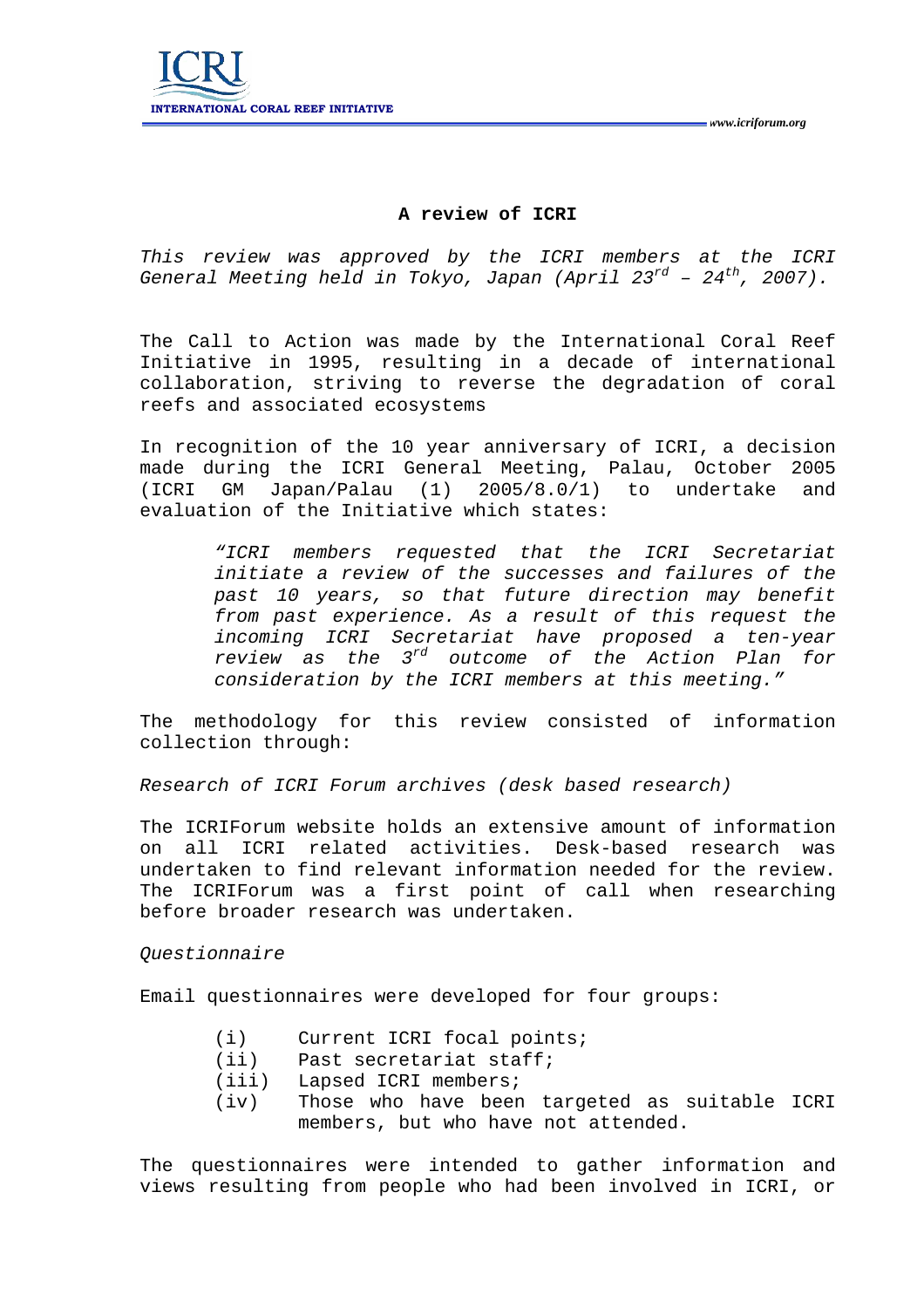# A review of ICRI

*This review was approved by the ICRI members at the ICRI General Meeting held in Tokyo, Japan (April 23rd – 24th, 2007).*

The Call to Action was made by the International Coral Reef Initiative in 1995, resulting in a decade of international collaboration, striving to reverse the degradation of coral reefs and associated ecosystems

In recognition of the 10 year anniversary of ICRI, a decision made during the ICRI General Meeting, Palau, October 2005 (ICRI GM Japan/Palau (1) 2005/8.0/1) to undertake and evaluation of the Initiative which states:

> *"ICRI members requested that the ICRI Secretariat initiate a review of the successes and failures of the past 10 years, so that future direction may benefit from past experience. As a result of this request the incoming ICRI Secretariat have proposed a ten-year review as the 3rd outcome of the Action Plan for consideration by the ICRI members at this meeting."*

The methodology for this review consisted of information collection through:

*Research of ICRI Forum archives (desk based research)*

The ICRIForum website holds an extensive amount of information on all ICRI related activities. Desk-based research was undertaken to find relevant information needed for the review. The ICRIForum was a first point of call when researching before broader research was undertaken.

*Questionnaire*

Email questionnaires were developed for four groups:

- (i) Current ICRI focal points;
- (ii) Past secretariat staff;
- (iii) Lapsed ICRI members;
- (iv) Those who have been targeted as suitable ICRI members, but who have not attended.

The questionnaires were intended to gather information and views resulting from people who had been involved in ICRI, or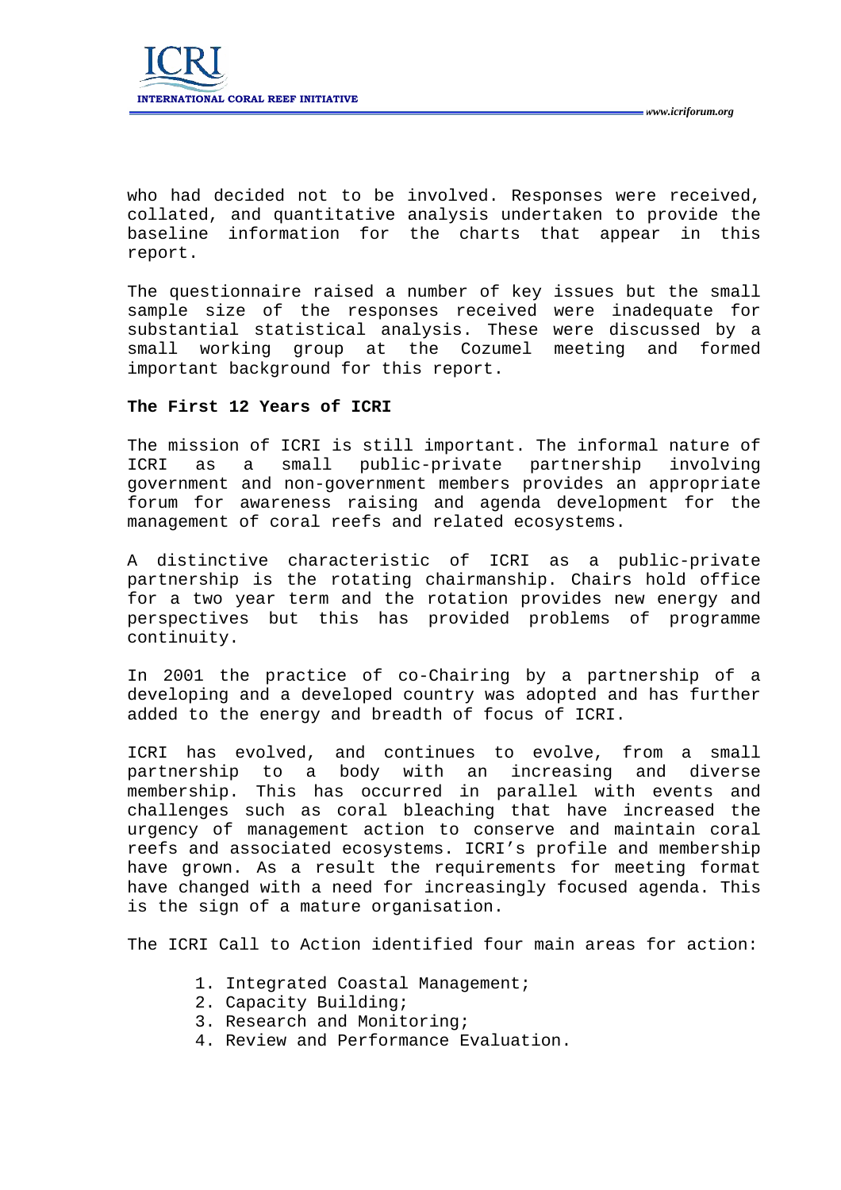who had decided not to be involved. Responses were received, collated, and quantitative analysis undertaken to provide the baseline information for the charts that appear in this report.

The questionnaire raised a number of key issues but the small sample size of the responses received were inadequate for substantial statistical analysis. These were discussed by a small working group at the Cozumel meeting and formed important background for this report.

**The First 12 Years of ICRI**

The mission of ICRI is still important. The informal nature of ICRI as a small public-private partnership involving government and non-government members provides an appropriate forum for awareness raising and agenda development for the management of coral reefs and related ecosystems.

A distinctive characteristic of ICRI as a public-private partnership is the rotating chairmanship. Chairs hold office for a two year term and the rotation provides new energy and perspectives but this has provided problems of programme continuity.

In 2001 the practice of co-Chairing by a partnership of a developing and a developed country was adopted and has further added to the energy and breadth of focus of ICRI.

ICRI has evolved, and continues to evolve, from a small partnership to a body with an increasing and diverse membership. This has occurred in parallel with events and challenges such as coral bleaching that have increased the urgency of management action to conserve and maintain coral reefs and associated ecosystems. ICRI's profile and membership have grown. As a result the requirements for meeting format have changed with a need for increasingly focused agenda. This is the sign of a mature organisation.

The ICRI Call to Action identified four main areas for action:

1. Integrated Coastal Management;
2. Capacity Building;
3. Research and Monitoring;
4. Review and Performance Evaluation.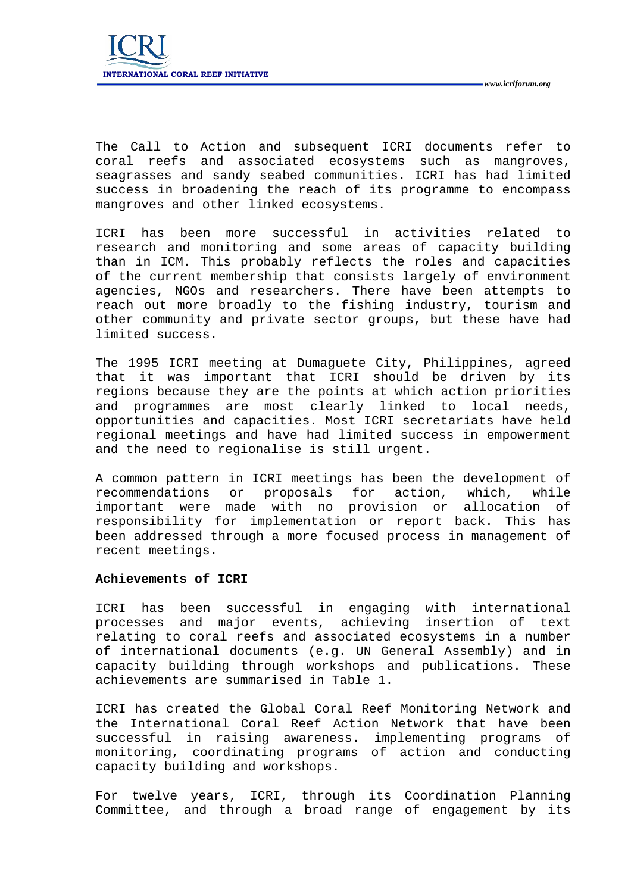The Call to Action and subsequent ICRI documents refer to coral reefs and associated ecosystems such as mangroves, seagrasses and sandy seabed communities. ICRI has had limited success in broadening the reach of its programme to encompass mangroves and other linked ecosystems.

ICRI has been more successful in activities related to research and monitoring and some areas of capacity building than in ICM. This probably reflects the roles and capacities of the current membership that consists largely of environment agencies, NGOs and researchers. There have been attempts to reach out more broadly to the fishing industry, tourism and other community and private sector groups, but these have had limited success.

The 1995 ICRI meeting at Dumaguete City, Philippines, agreed that it was important that ICRI should be driven by its regions because they are the points at which action priorities and programmes are most clearly linked to local needs, opportunities and capacities. Most ICRI secretariats have held regional meetings and have had limited success in empowerment and the need to regionalise is still urgent.

A common pattern in ICRI meetings has been the development of recommendations or proposals for action, which, while important were made with no provision or allocation of responsibility for implementation or report back. This has been addressed through a more focused process in management of recent meetings.

**Achievements of ICRI**

ICRI has been successful in engaging with international processes and major events, achieving insertion of text relating to coral reefs and associated ecosystems in a number of international documents (e.g. UN General Assembly) and in capacity building through workshops and publications. These achievements are summarised in Table 1.

ICRI has created the Global Coral Reef Monitoring Network and the International Coral Reef Action Network that have been successful in raising awareness. implementing programs of monitoring, coordinating programs of action and conducting capacity building and workshops.

For twelve years, ICRI, through its Coordination Planning Committee, and through a broad range of engagement by its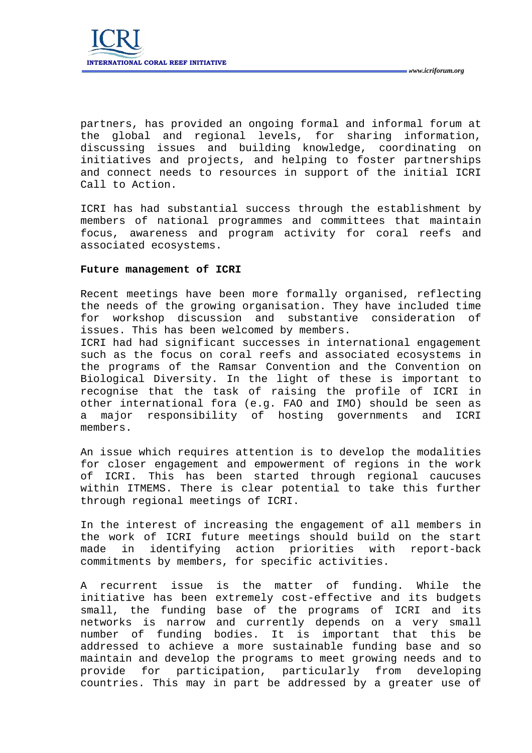partners, has provided an ongoing formal and informal forum at the global and regional levels, for sharing information, discussing issues and building knowledge, coordinating on initiatives and projects, and helping to foster partnerships and connect needs to resources in support of the initial ICRI Call to Action.

ICRI has had substantial success through the establishment by members of national programmes and committees that maintain focus, awareness and program activity for coral reefs and associated ecosystems.

**Future management of ICRI**

Recent meetings have been more formally organised, reflecting the needs of the growing organisation. They have included time for workshop discussion and substantive consideration of issues. This has been welcomed by members.
ICRI had had significant successes in international engagement such as the focus on coral reefs and associated ecosystems in the programs of the Ramsar Convention and the Convention on Biological Diversity. In the light of these is important to recognise that the task of raising the profile of ICRI in other international fora (e.g. FAO and IMO) should be seen as a major responsibility of hosting governments and ICRI members.

An issue which requires attention is to develop the modalities for closer engagement and empowerment of regions in the work of ICRI. This has been started through regional caucuses within ITMEMS. There is clear potential to take this further through regional meetings of ICRI.

In the interest of increasing the engagement of all members in the work of ICRI future meetings should build on the start made in identifying action priorities with report-back commitments by members, for specific activities.

A recurrent issue is the matter of funding. While the initiative has been extremely cost-effective and its budgets small, the funding base of the programs of ICRI and its networks is narrow and currently depends on a very small number of funding bodies. It is important that this be addressed to achieve a more sustainable funding base and so maintain and develop the programs to meet growing needs and to provide for participation, particularly from developing countries. This may in part be addressed by a greater use of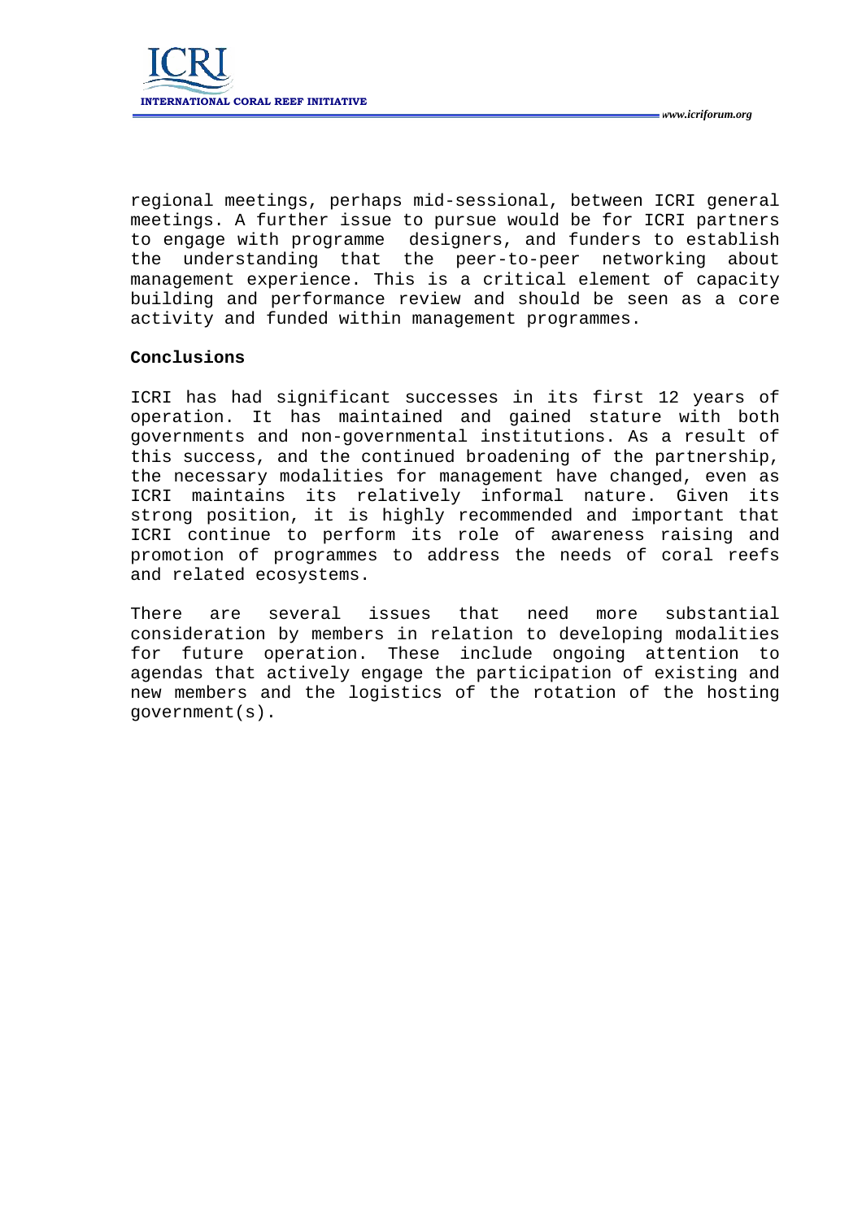regional meetings, perhaps mid-sessional, between ICRI general meetings. A further issue to pursue would be for ICRI partners to engage with programme designers, and funders to establish the understanding that the peer-to-peer networking about management experience. This is a critical element of capacity building and performance review and should be seen as a core activity and funded within management programmes.

**Conclusions**

ICRI has had significant successes in its first 12 years of operation. It has maintained and gained stature with both governments and non-governmental institutions. As a result of this success, and the continued broadening of the partnership, the necessary modalities for management have changed, even as ICRI maintains its relatively informal nature. Given its strong position, it is highly recommended and important that ICRI continue to perform its role of awareness raising and promotion of programmes to address the needs of coral reefs and related ecosystems.

There are several issues that need more substantial consideration by members in relation to developing modalities for future operation. These include ongoing attention to agendas that actively engage the participation of existing and new members and the logistics of the rotation of the hosting government(s).